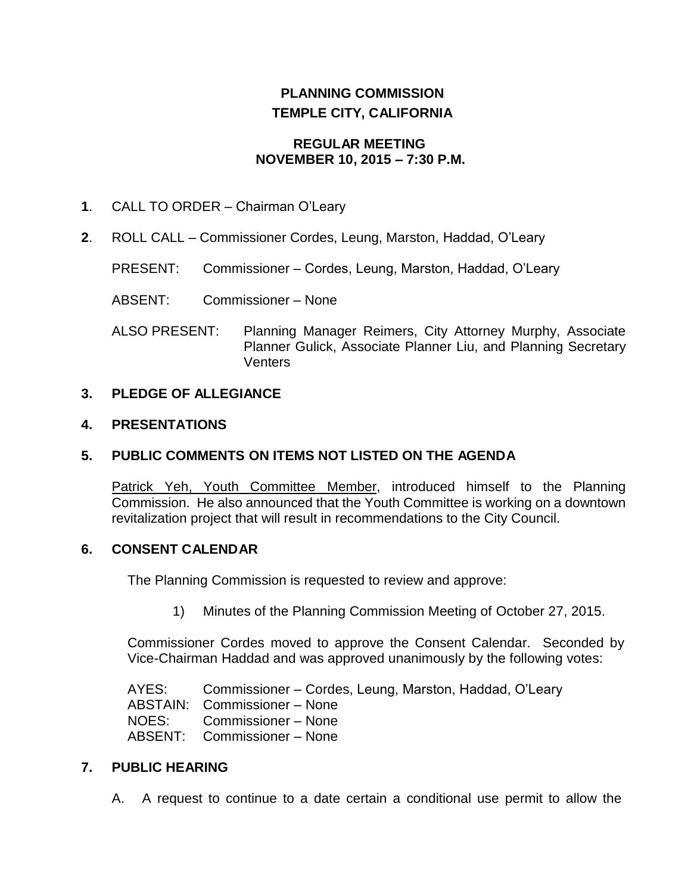# PLANNING COMMISSION
# TEMPLE CITY, CALIFORNIA

## REGULAR MEETING
## NOVEMBER 10, 2015 – 7:30 P.M.

**1**. CALL TO ORDER – Chairman O'Leary

**2**. ROLL CALL – Commissioner Cordes, Leung, Marston, Haddad, O'Leary

PRESENT: Commissioner – Cordes, Leung, Marston, Haddad, O'Leary

ABSENT: Commissioner – None

ALSO PRESENT: Planning Manager Reimers, City Attorney Murphy, Associate Planner Gulick, Associate Planner Liu, and Planning Secretary Venters

### 3. PLEDGE OF ALLEGIANCE

### 4. PRESENTATIONS

### 5. PUBLIC COMMENTS ON ITEMS NOT LISTED ON THE AGENDA

Patrick Yeh, Youth Committee Member, introduced himself to the Planning Commission. He also announced that the Youth Committee is working on a downtown revitalization project that will result in recommendations to the City Council.

### 6. CONSENT CALENDAR

The Planning Commission is requested to review and approve:

1) Minutes of the Planning Commission Meeting of October 27, 2015.

Commissioner Cordes moved to approve the Consent Calendar. Seconded by Vice-Chairman Haddad and was approved unanimously by the following votes:

AYES: Commissioner – Cordes, Leung, Marston, Haddad, O'Leary
ABSTAIN: Commissioner – None
NOES: Commissioner – None
ABSENT: Commissioner – None

### 7. PUBLIC HEARING

A. A request to continue to a date certain a conditional use permit to allow the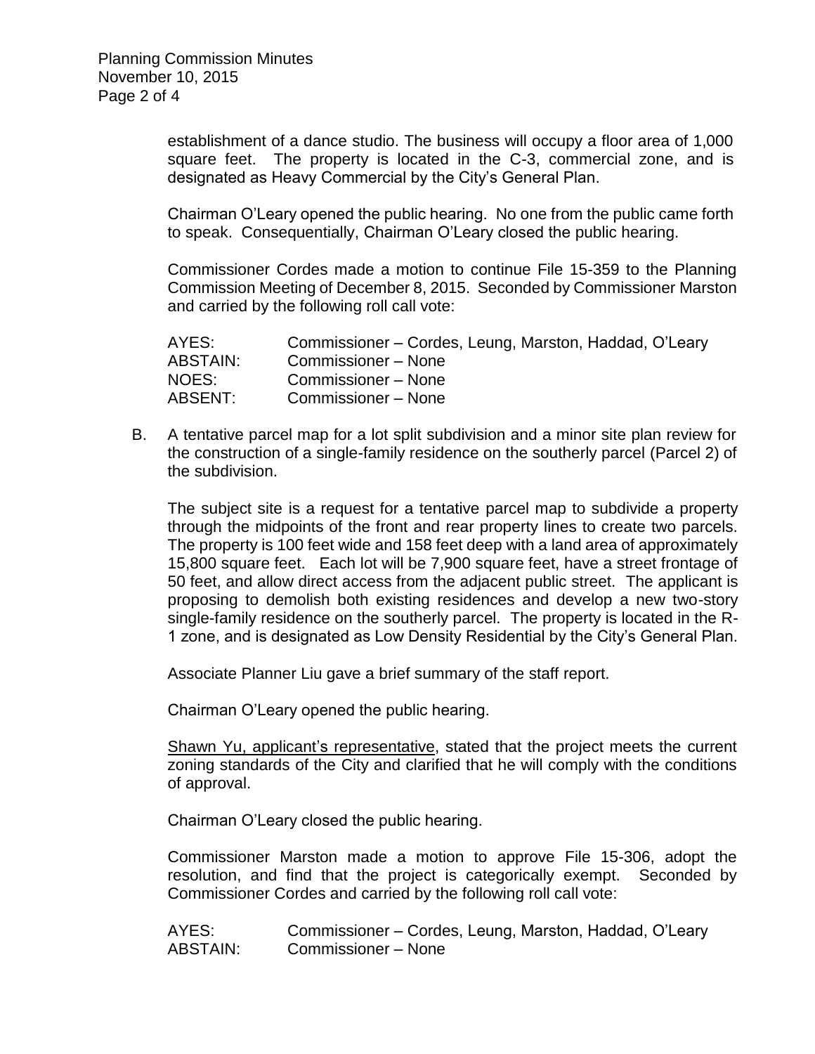establishment of a dance studio. The business will occupy a floor area of 1,000 square feet. The property is located in the C-3, commercial zone, and is designated as Heavy Commercial by the City's General Plan.

Chairman O'Leary opened the public hearing. No one from the public came forth to speak. Consequentially, Chairman O'Leary closed the public hearing.

Commissioner Cordes made a motion to continue File 15-359 to the Planning Commission Meeting of December 8, 2015. Seconded by Commissioner Marston and carried by the following roll call vote:

| | |
|---|---|
| AYES: | Commissioner – Cordes, Leung, Marston, Haddad, O'Leary |
| ABSTAIN: | Commissioner – None |
| NOES: | Commissioner – None |
| ABSENT: | Commissioner – None |

B. A tentative parcel map for a lot split subdivision and a minor site plan review for the construction of a single-family residence on the southerly parcel (Parcel 2) of the subdivision.

The subject site is a request for a tentative parcel map to subdivide a property through the midpoints of the front and rear property lines to create two parcels. The property is 100 feet wide and 158 feet deep with a land area of approximately 15,800 square feet. Each lot will be 7,900 square feet, have a street frontage of 50 feet, and allow direct access from the adjacent public street. The applicant is proposing to demolish both existing residences and develop a new two-story single-family residence on the southerly parcel. The property is located in the R-1 zone, and is designated as Low Density Residential by the City's General Plan.

Associate Planner Liu gave a brief summary of the staff report.

Chairman O'Leary opened the public hearing.

<u>Shawn Yu, applicant's representative</u>, stated that the project meets the current zoning standards of the City and clarified that he will comply with the conditions of approval.

Chairman O'Leary closed the public hearing.

Commissioner Marston made a motion to approve File 15-306, adopt the resolution, and find that the project is categorically exempt. Seconded by Commissioner Cordes and carried by the following roll call vote:

| | |
|---|---|
| AYES: | Commissioner – Cordes, Leung, Marston, Haddad, O'Leary |
| ABSTAIN: | Commissioner – None |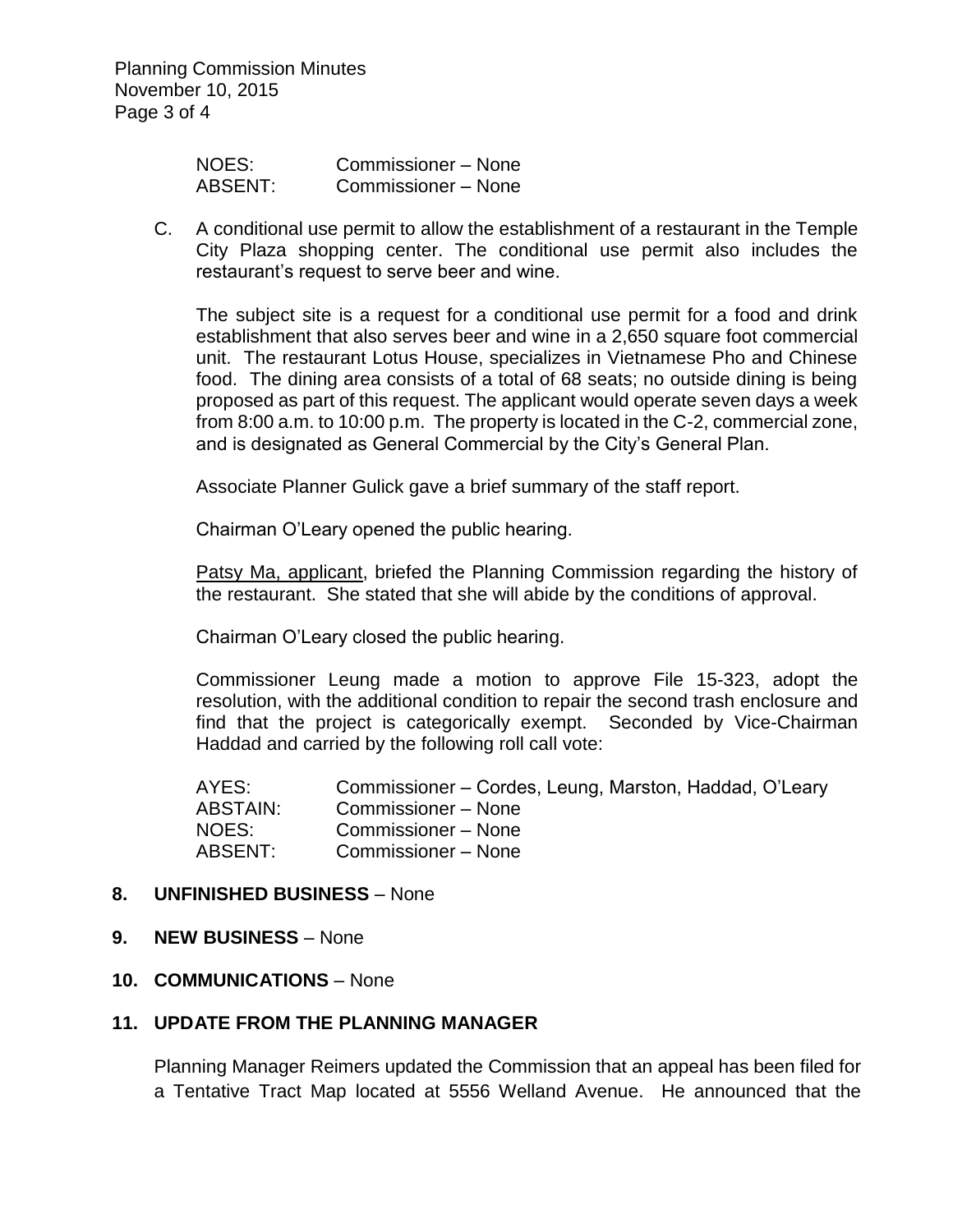| | |
|---|---|
| NOES: | Commissioner – None |
| ABSENT: | Commissioner – None |

C. A conditional use permit to allow the establishment of a restaurant in the Temple City Plaza shopping center. The conditional use permit also includes the restaurant's request to serve beer and wine.

The subject site is a request for a conditional use permit for a food and drink establishment that also serves beer and wine in a 2,650 square foot commercial unit. The restaurant Lotus House, specializes in Vietnamese Pho and Chinese food. The dining area consists of a total of 68 seats; no outside dining is being proposed as part of this request. The applicant would operate seven days a week from 8:00 a.m. to 10:00 p.m. The property is located in the C-2, commercial zone, and is designated as General Commercial by the City's General Plan.

Associate Planner Gulick gave a brief summary of the staff report.

Chairman O'Leary opened the public hearing.

<u>Patsy Ma, applicant</u>, briefed the Planning Commission regarding the history of the restaurant. She stated that she will abide by the conditions of approval.

Chairman O'Leary closed the public hearing.

Commissioner Leung made a motion to approve File 15-323, adopt the resolution, with the additional condition to repair the second trash enclosure and find that the project is categorically exempt. Seconded by Vice-Chairman Haddad and carried by the following roll call vote:

| | |
|---|---|
| AYES: | Commissioner – Cordes, Leung, Marston, Haddad, O'Leary |
| ABSTAIN: | Commissioner – None |
| NOES: | Commissioner – None |
| ABSENT: | Commissioner – None |

**8. UNFINISHED BUSINESS** – None

**9. NEW BUSINESS** – None

**10. COMMUNICATIONS** – None

**11. UPDATE FROM THE PLANNING MANAGER**

Planning Manager Reimers updated the Commission that an appeal has been filed for a Tentative Tract Map located at 5556 Welland Avenue. He announced that the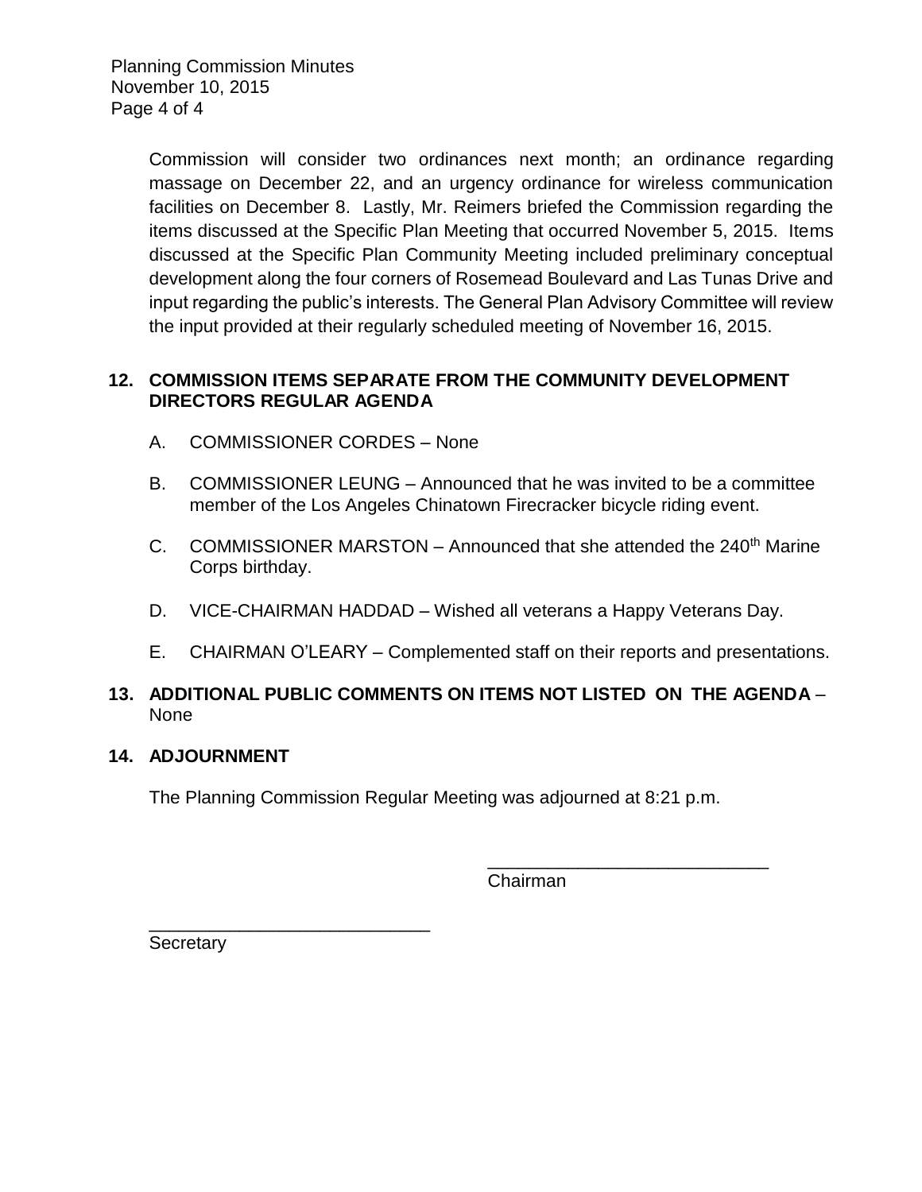Commission will consider two ordinances next month; an ordinance regarding massage on December 22, and an urgency ordinance for wireless communication facilities on December 8. Lastly, Mr. Reimers briefed the Commission regarding the items discussed at the Specific Plan Meeting that occurred November 5, 2015. Items discussed at the Specific Plan Community Meeting included preliminary conceptual development along the four corners of Rosemead Boulevard and Las Tunas Drive and input regarding the public's interests. The General Plan Advisory Committee will review the input provided at their regularly scheduled meeting of November 16, 2015.

**12. COMMISSION ITEMS SEPARATE FROM THE COMMUNITY DEVELOPMENT DIRECTORS REGULAR AGENDA**

A. COMMISSIONER CORDES – None

B. COMMISSIONER LEUNG – Announced that he was invited to be a committee member of the Los Angeles Chinatown Firecracker bicycle riding event.

C. COMMISSIONER MARSTON – Announced that she attended the 240th Marine Corps birthday.

D. VICE-CHAIRMAN HADDAD – Wished all veterans a Happy Veterans Day.

E. CHAIRMAN O'LEARY – Complemented staff on their reports and presentations.

**13. ADDITIONAL PUBLIC COMMENTS ON ITEMS NOT LISTED ON THE AGENDA** – None

**14. ADJOURNMENT**

The Planning Commission Regular Meeting was adjourned at 8:21 p.m.

____________________________
Chairman

____________________________
Secretary